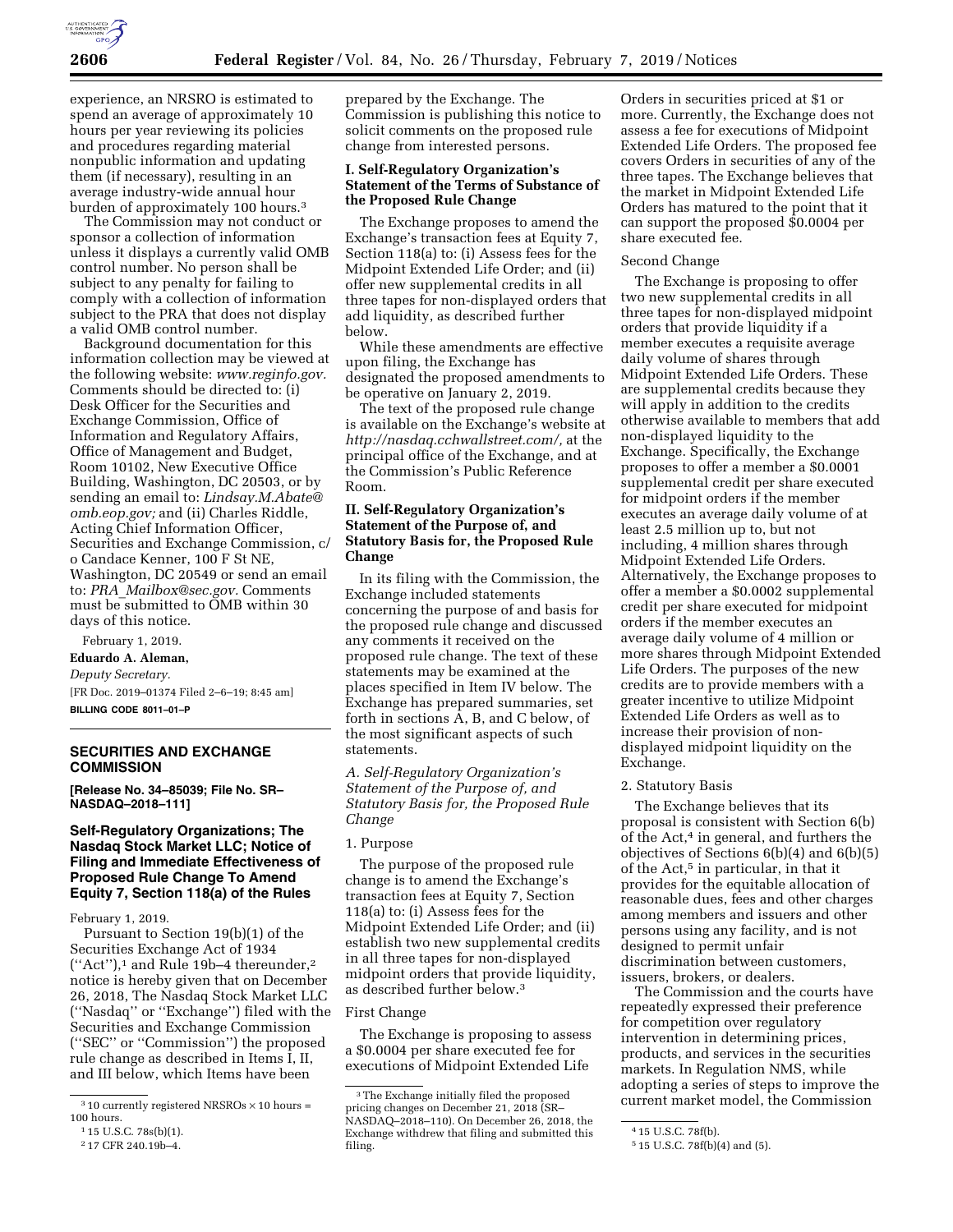experience, an NRSRO is estimated to spend an average of approximately 10 hours per year reviewing its policies and procedures regarding material nonpublic information and updating them (if necessary), resulting in an average industry-wide annual hour burden of approximately 100 hours.[3]

The Commission may not conduct or sponsor a collection of information unless it displays a currently valid OMB control number. No person shall be subject to any penalty for failing to comply with a collection of information subject to the PRA that does not display a valid OMB control number.

Background documentation for this information collection may be viewed at the following website: *www.reginfo.gov.* Comments should be directed to: (i) Desk Officer for the Securities and Exchange Commission, Office of Information and Regulatory Affairs, Office of Management and Budget, Room 10102, New Executive Office Building, Washington, DC 20503, or by sending an email to: *Lindsay.M.Abate@omb.eop.gov;* and (ii) Charles Riddle, Acting Chief Information Officer, Securities and Exchange Commission, c/o Candace Kenner, 100 F St NE, Washington, DC 20549 or send an email to: *PRA_Mailbox@sec.gov.* Comments must be submitted to OMB within 30 days of this notice.

February 1, 2019.

**Eduardo A. Aleman,**

*Deputy Secretary.*

[FR Doc. 2019–01374 Filed 2–6–19; 8:45 am]

**BILLING CODE 8011–01–P**

[3] 10 currently registered NRSROs × 10 hours = 100 hours.

---

## SECURITIES AND EXCHANGE COMMISSION

**[Release No. 34–85039; File No. SR–NASDAQ–2018–111]**

## Self-Regulatory Organizations; The Nasdaq Stock Market LLC; Notice of Filing and Immediate Effectiveness of Proposed Rule Change To Amend Equity 7, Section 118(a) of the Rules

February 1, 2019.

Pursuant to Section 19(b)(1) of the Securities Exchange Act of 1934 (''Act''),[1] and Rule 19b–4 thereunder,[2] notice is hereby given that on December 26, 2018, The Nasdaq Stock Market LLC (''Nasdaq'' or ''Exchange'') filed with the Securities and Exchange Commission (''SEC'' or ''Commission'') the proposed rule change as described in Items I, II, and III below, which Items have been prepared by the Exchange. The Commission is publishing this notice to solicit comments on the proposed rule change from interested persons.

### I. Self-Regulatory Organization's Statement of the Terms of Substance of the Proposed Rule Change

The Exchange proposes to amend the Exchange's transaction fees at Equity 7, Section 118(a) to: (i) Assess fees for the Midpoint Extended Life Order; and (ii) offer new supplemental credits in all three tapes for non-displayed orders that add liquidity, as described further below.

While these amendments are effective upon filing, the Exchange has designated the proposed amendments to be operative on January 2, 2019.

The text of the proposed rule change is available on the Exchange's website at *http://nasdaq.cchwallstreet.com/,* at the principal office of the Exchange, and at the Commission's Public Reference Room.

### II. Self-Regulatory Organization's Statement of the Purpose of, and Statutory Basis for, the Proposed Rule Change

In its filing with the Commission, the Exchange included statements concerning the purpose of and basis for the proposed rule change and discussed any comments it received on the proposed rule change. The text of these statements may be examined at the places specified in Item IV below. The Exchange has prepared summaries, set forth in sections A, B, and C below, of the most significant aspects of such statements.

#### *A. Self-Regulatory Organization's Statement of the Purpose of, and Statutory Basis for, the Proposed Rule Change*

1. Purpose

The purpose of the proposed rule change is to amend the Exchange's transaction fees at Equity 7, Section 118(a) to: (i) Assess fees for the Midpoint Extended Life Order; and (ii) establish two new supplemental credits in all three tapes for non-displayed midpoint orders that provide liquidity, as described further below.[3]

First Change

The Exchange is proposing to assess a $0.0004 per share executed fee for executions of Midpoint Extended Life Orders in securities priced at $1 or more. Currently, the Exchange does not assess a fee for executions of Midpoint Extended Life Orders. The proposed fee covers Orders in securities of any of the three tapes. The Exchange believes that the market in Midpoint Extended Life Orders has matured to the point that it can support the proposed $0.0004 per share executed fee.

Second Change

The Exchange is proposing to offer two new supplemental credits in all three tapes for non-displayed midpoint orders that provide liquidity if a member executes a requisite average daily volume of shares through Midpoint Extended Life Orders. These are supplemental credits because they will apply in addition to the credits otherwise available to members that add non-displayed liquidity to the Exchange. Specifically, the Exchange proposes to offer a member a $0.0001 supplemental credit per share executed for midpoint orders if the member executes an average daily volume of at least 2.5 million up to, but not including, 4 million shares through Midpoint Extended Life Orders. Alternatively, the Exchange proposes to offer a member a $0.0002 supplemental credit per share executed for midpoint orders if the member executes an average daily volume of 4 million or more shares through Midpoint Extended Life Orders. The purposes of the new credits are to provide members with a greater incentive to utilize Midpoint Extended Life Orders as well as to increase their provision of non-displayed midpoint liquidity on the Exchange.

2. Statutory Basis

The Exchange believes that its proposal is consistent with Section 6(b) of the Act,[4] in general, and furthers the objectives of Sections 6(b)(4) and 6(b)(5) of the Act,[5] in particular, in that it provides for the equitable allocation of reasonable dues, fees and other charges among members and issuers and other persons using any facility, and is not designed to permit unfair discrimination between customers, issuers, brokers, or dealers.

The Commission and the courts have repeatedly expressed their preference for competition over regulatory intervention in determining prices, products, and services in the securities markets. In Regulation NMS, while adopting a series of steps to improve the current market model, the Commission

[1] 15 U.S.C. 78s(b)(1).

[2] 17 CFR 240.19b–4.

[3] The Exchange initially filed the proposed pricing changes on December 21, 2018 (SR–NASDAQ–2018–110). On December 26, 2018, the Exchange withdrew that filing and submitted this filing.

[4] 15 U.S.C. 78f(b).

[5] 15 U.S.C. 78f(b)(4) and (5).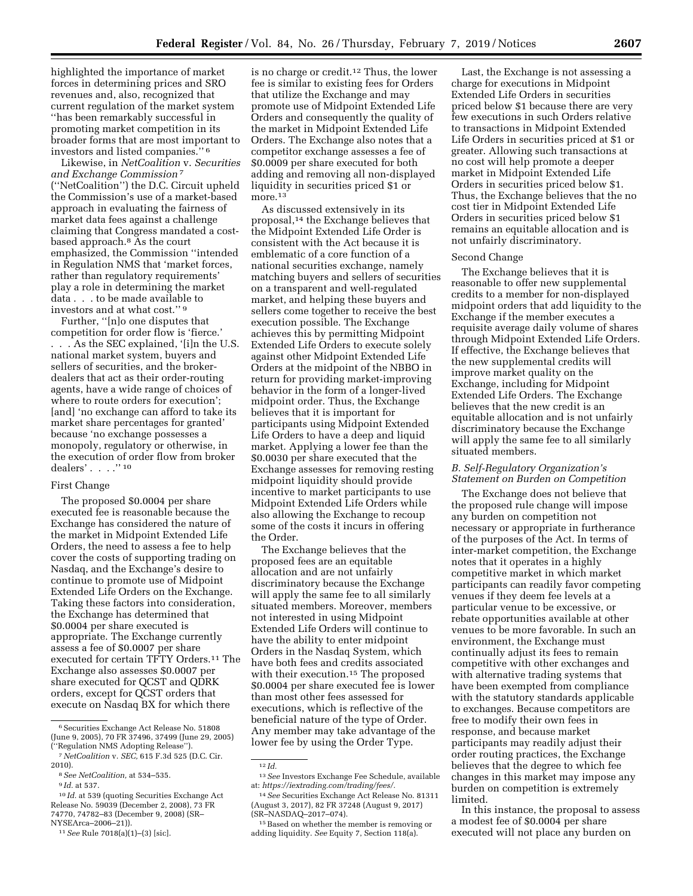highlighted the importance of market forces in determining prices and SRO revenues and, also, recognized that current regulation of the market system ''has been remarkably successful in promoting market competition in its broader forms that are most important to investors and listed companies.'' [6]

Likewise, in *NetCoalition* v. *Securities and Exchange Commission* [7] (''NetCoalition'') the D.C. Circuit upheld the Commission's use of a market-based approach in evaluating the fairness of market data fees against a challenge claiming that Congress mandated a cost-based approach.[8] As the court emphasized, the Commission ''intended in Regulation NMS that 'market forces, rather than regulatory requirements' play a role in determining the market data . . . to be made available to investors and at what cost.'' [9]

Further, ''[n]o one disputes that competition for order flow is 'fierce.' . . . As the SEC explained, '[i]n the U.S. national market system, buyers and sellers of securities, and the broker-dealers that act as their order-routing agents, have a wide range of choices of where to route orders for execution'; [and] 'no exchange can afford to take its market share percentages for granted' because 'no exchange possesses a monopoly, regulatory or otherwise, in the execution of order flow from broker dealers' . . . .'' [10]

First Change

The proposed $0.0004 per share executed fee is reasonable because the Exchange has considered the nature of the market in Midpoint Extended Life Orders, the need to assess a fee to help cover the costs of supporting trading on Nasdaq, and the Exchange's desire to continue to promote use of Midpoint Extended Life Orders on the Exchange. Taking these factors into consideration, the Exchange has determined that $0.0004 per share executed is appropriate. The Exchange currently assess a fee of $0.0007 per share executed for certain TFTY Orders.[11] The Exchange also assesses $0.0007 per share executed for QCST and QDRK orders, except for QCST orders that execute on Nasdaq BX for which there is no charge or credit.[12] Thus, the lower fee is similar to existing fees for Orders that utilize the Exchange and may promote use of Midpoint Extended Life Orders and consequently the quality of the market in Midpoint Extended Life Orders. The Exchange also notes that a competitor exchange assesses a fee of $0.0009 per share executed for both adding and removing all non-displayed liquidity in securities priced $1 or more.[13]

As discussed extensively in its proposal,[14] the Exchange believes that the Midpoint Extended Life Order is consistent with the Act because it is emblematic of a core function of a national securities exchange, namely matching buyers and sellers of securities on a transparent and well-regulated market, and helping these buyers and sellers come together to receive the best execution possible. The Exchange achieves this by permitting Midpoint Extended Life Orders to execute solely against other Midpoint Extended Life Orders at the midpoint of the NBBO in return for providing market-improving behavior in the form of a longer-lived midpoint order. Thus, the Exchange believes that it is important for participants using Midpoint Extended Life Orders to have a deep and liquid market. Applying a lower fee than the $0.0030 per share executed that the Exchange assesses for removing resting midpoint liquidity should provide incentive to market participants to use Midpoint Extended Life Orders while also allowing the Exchange to recoup some of the costs it incurs in offering the Order.

The Exchange believes that the proposed fees are an equitable allocation and are not unfairly discriminatory because the Exchange will apply the same fee to all similarly situated members. Moreover, members not interested in using Midpoint Extended Life Orders will continue to have the ability to enter midpoint Orders in the Nasdaq System, which have both fees and credits associated with their execution.[15] The proposed $0.0004 per share executed fee is lower than most other fees assessed for executions, which is reflective of the beneficial nature of the type of Order. Any member may take advantage of the lower fee by using the Order Type.

Last, the Exchange is not assessing a charge for executions in Midpoint Extended Life Orders in securities priced below $1 because there are very few executions in such Orders relative to transactions in Midpoint Extended Life Orders in securities priced at $1 or greater. Allowing such transactions at no cost will help promote a deeper market in Midpoint Extended Life Orders in securities priced below $1. Thus, the Exchange believes that the no cost tier in Midpoint Extended Life Orders in securities priced below $1 remains an equitable allocation and is not unfairly discriminatory.

Second Change

The Exchange believes that it is reasonable to offer new supplemental credits to a member for non-displayed midpoint orders that add liquidity to the Exchange if the member executes a requisite average daily volume of shares through Midpoint Extended Life Orders. If effective, the Exchange believes that the new supplemental credits will improve market quality on the Exchange, including for Midpoint Extended Life Orders. The Exchange believes that the new credit is an equitable allocation and is not unfairly discriminatory because the Exchange will apply the same fee to all similarly situated members.

### *B. Self-Regulatory Organization's Statement on Burden on Competition*

The Exchange does not believe that the proposed rule change will impose any burden on competition not necessary or appropriate in furtherance of the purposes of the Act. In terms of inter-market competition, the Exchange notes that it operates in a highly competitive market in which market participants can readily favor competing venues if they deem fee levels at a particular venue to be excessive, or rebate opportunities available at other venues to be more favorable. In such an environment, the Exchange must continually adjust its fees to remain competitive with other exchanges and with alternative trading systems that have been exempted from compliance with the statutory standards applicable to exchanges. Because competitors are free to modify their own fees in response, and because market participants may readily adjust their order routing practices, the Exchange believes that the degree to which fee changes in this market may impose any burden on competition is extremely limited.

In this instance, the proposal to assess a modest fee of $0.0004 per share executed will not place any burden on

---

[6] Securities Exchange Act Release No. 51808 (June 9, 2005), 70 FR 37496, 37499 (June 29, 2005) (''Regulation NMS Adopting Release'').

[7] *NetCoalition* v. *SEC,* 615 F.3d 525 (D.C. Cir. 2010).

[8] *See NetCoalition,* at 534–535.

[9] *Id.* at 537.

[10] *Id.* at 539 (quoting Securities Exchange Act Release No. 59039 (December 2, 2008), 73 FR 74770, 74782–83 (December 9, 2008) (SR–NYSEArca–2006–21)).

[11] *See* Rule 7018(a)(1)–(3) [sic].

[12] *Id.*

[13] *See* Investors Exchange Fee Schedule, available at: *https://iextrading.com/trading/fees/.*

[14] *See* Securities Exchange Act Release No. 81311 (August 3, 2017), 82 FR 37248 (August 9, 2017) (SR–NASDAQ–2017–074).

[15] Based on whether the member is removing or adding liquidity. *See* Equity 7, Section 118(a).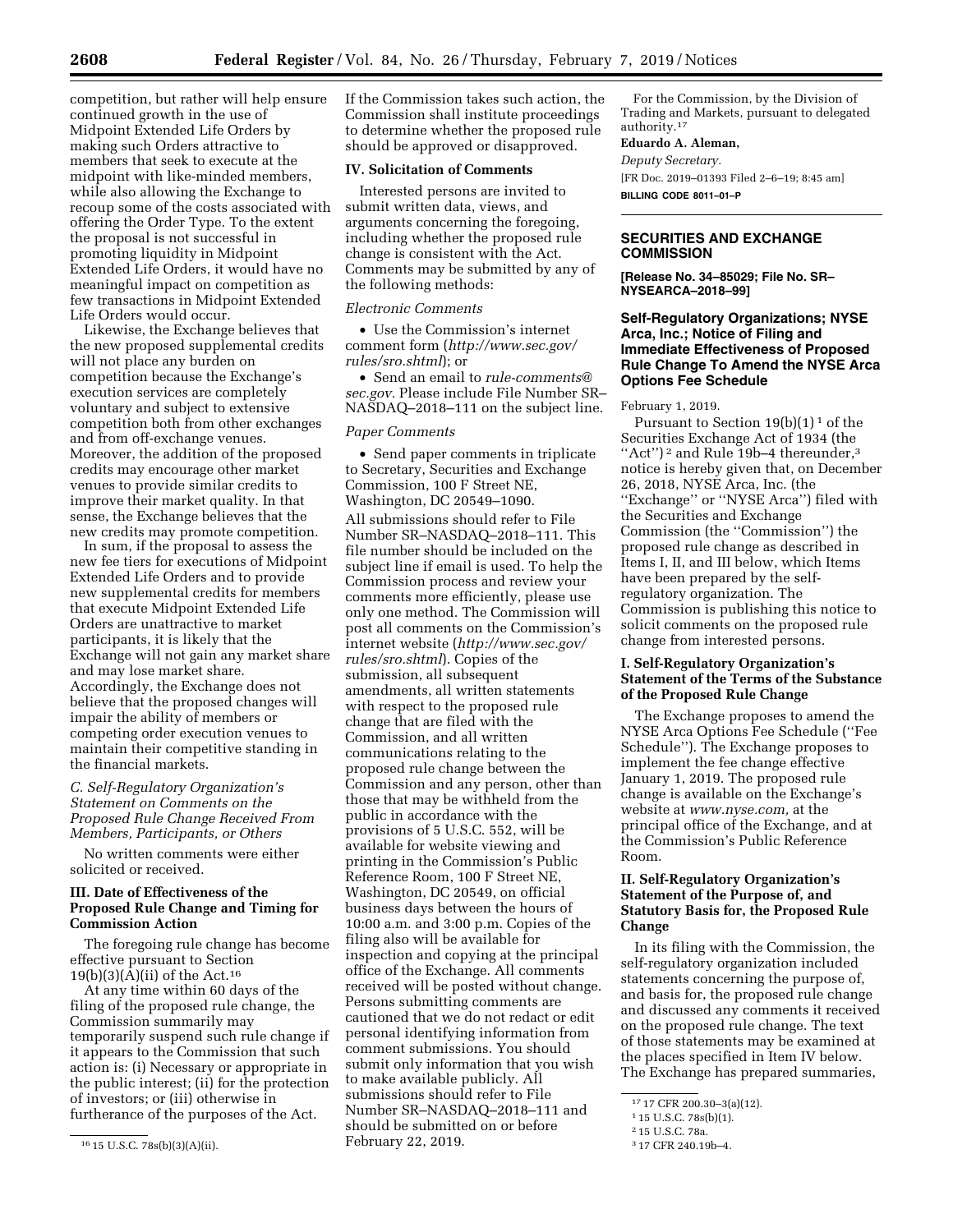competition, but rather will help ensure continued growth in the use of Midpoint Extended Life Orders by making such Orders attractive to members that seek to execute at the midpoint with like-minded members, while also allowing the Exchange to recoup some of the costs associated with offering the Order Type. To the extent the proposal is not successful in promoting liquidity in Midpoint Extended Life Orders, it would have no meaningful impact on competition as few transactions in Midpoint Extended Life Orders would occur.

Likewise, the Exchange believes that the new proposed supplemental credits will not place any burden on competition because the Exchange's execution services are completely voluntary and subject to extensive competition both from other exchanges and from off-exchange venues. Moreover, the addition of the proposed credits may encourage other market venues to provide similar credits to improve their market quality. In that sense, the Exchange believes that the new credits may promote competition.

In sum, if the proposal to assess the new fee tiers for executions of Midpoint Extended Life Orders and to provide new supplemental credits for members that execute Midpoint Extended Life Orders are unattractive to market participants, it is likely that the Exchange will not gain any market share and may lose market share. Accordingly, the Exchange does not believe that the proposed changes will impair the ability of members or competing order execution venues to maintain their competitive standing in the financial markets.

### *C. Self-Regulatory Organization's Statement on Comments on the Proposed Rule Change Received From Members, Participants, or Others*

No written comments were either solicited or received.

## III. Date of Effectiveness of the Proposed Rule Change and Timing for Commission Action

The foregoing rule change has become effective pursuant to Section 19(b)(3)(A)(ii) of the Act.[16]

At any time within 60 days of the filing of the proposed rule change, the Commission summarily may temporarily suspend such rule change if it appears to the Commission that such action is: (i) Necessary or appropriate in the public interest; (ii) for the protection of investors; or (iii) otherwise in furtherance of the purposes of the Act. If the Commission takes such action, the Commission shall institute proceedings to determine whether the proposed rule should be approved or disapproved.

## IV. Solicitation of Comments

Interested persons are invited to submit written data, views, and arguments concerning the foregoing, including whether the proposed rule change is consistent with the Act. Comments may be submitted by any of the following methods:

*Electronic Comments*

- Use the Commission's internet comment form (*http://www.sec.gov/rules/sro.shtml*); or
- Send an email to *rule-comments@sec.gov.* Please include File Number SR–NASDAQ–2018–111 on the subject line.

*Paper Comments*

- Send paper comments in triplicate to Secretary, Securities and Exchange Commission, 100 F Street NE, Washington, DC 20549–1090.

All submissions should refer to File Number SR–NASDAQ–2018–111. This file number should be included on the subject line if email is used. To help the Commission process and review your comments more efficiently, please use only one method. The Commission will post all comments on the Commission's internet website (*http://www.sec.gov/rules/sro.shtml*). Copies of the submission, all subsequent amendments, all written statements with respect to the proposed rule change that are filed with the Commission, and all written communications relating to the proposed rule change between the Commission and any person, other than those that may be withheld from the public in accordance with the provisions of 5 U.S.C. 552, will be available for website viewing and printing in the Commission's Public Reference Room, 100 F Street NE, Washington, DC 20549, on official business days between the hours of 10:00 a.m. and 3:00 p.m. Copies of the filing also will be available for inspection and copying at the principal office of the Exchange. All comments received will be posted without change. Persons submitting comments are cautioned that we do not redact or edit personal identifying information from comment submissions. You should submit only information that you wish to make available publicly. All submissions should refer to File Number SR–NASDAQ–2018–111 and should be submitted on or before February 22, 2019.

For the Commission, by the Division of Trading and Markets, pursuant to delegated authority.[17]

**Eduardo A. Aleman,**

*Deputy Secretary.*

[FR Doc. 2019–01393 Filed 2–6–19; 8:45 am]

**BILLING CODE 8011–01–P**

---

# SECURITIES AND EXCHANGE COMMISSION

**[Release No. 34–85029; File No. SR–NYSEARCA–2018–99]**

## Self-Regulatory Organizations; NYSE Arca, Inc.; Notice of Filing and Immediate Effectiveness of Proposed Rule Change To Amend the NYSE Arca Options Fee Schedule

February 1, 2019.

Pursuant to Section 19(b)(1)[1] of the Securities Exchange Act of 1934 (the "Act")[2] and Rule 19b–4 thereunder,[3] notice is hereby given that, on December 26, 2018, NYSE Arca, Inc. (the "Exchange" or "NYSE Arca") filed with the Securities and Exchange Commission (the "Commission") the proposed rule change as described in Items I, II, and III below, which Items have been prepared by the self-regulatory organization. The Commission is publishing this notice to solicit comments on the proposed rule change from interested persons.

## I. Self-Regulatory Organization's Statement of the Terms of the Substance of the Proposed Rule Change

The Exchange proposes to amend the NYSE Arca Options Fee Schedule ("Fee Schedule"). The Exchange proposes to implement the fee change effective January 1, 2019. The proposed rule change is available on the Exchange's website at *www.nyse.com,* at the principal office of the Exchange, and at the Commission's Public Reference Room.

## II. Self-Regulatory Organization's Statement of the Purpose of, and Statutory Basis for, the Proposed Rule Change

In its filing with the Commission, the self-regulatory organization included statements concerning the purpose of, and basis for, the proposed rule change and discussed any comments it received on the proposed rule change. The text of those statements may be examined at the places specified in Item IV below. The Exchange has prepared summaries,

---

[16] 15 U.S.C. 78s(b)(3)(A)(ii).

[17] 17 CFR 200.30–3(a)(12).

[1] 15 U.S.C. 78s(b)(1).

[2] 15 U.S.C. 78a.

[3] 17 CFR 240.19b–4.